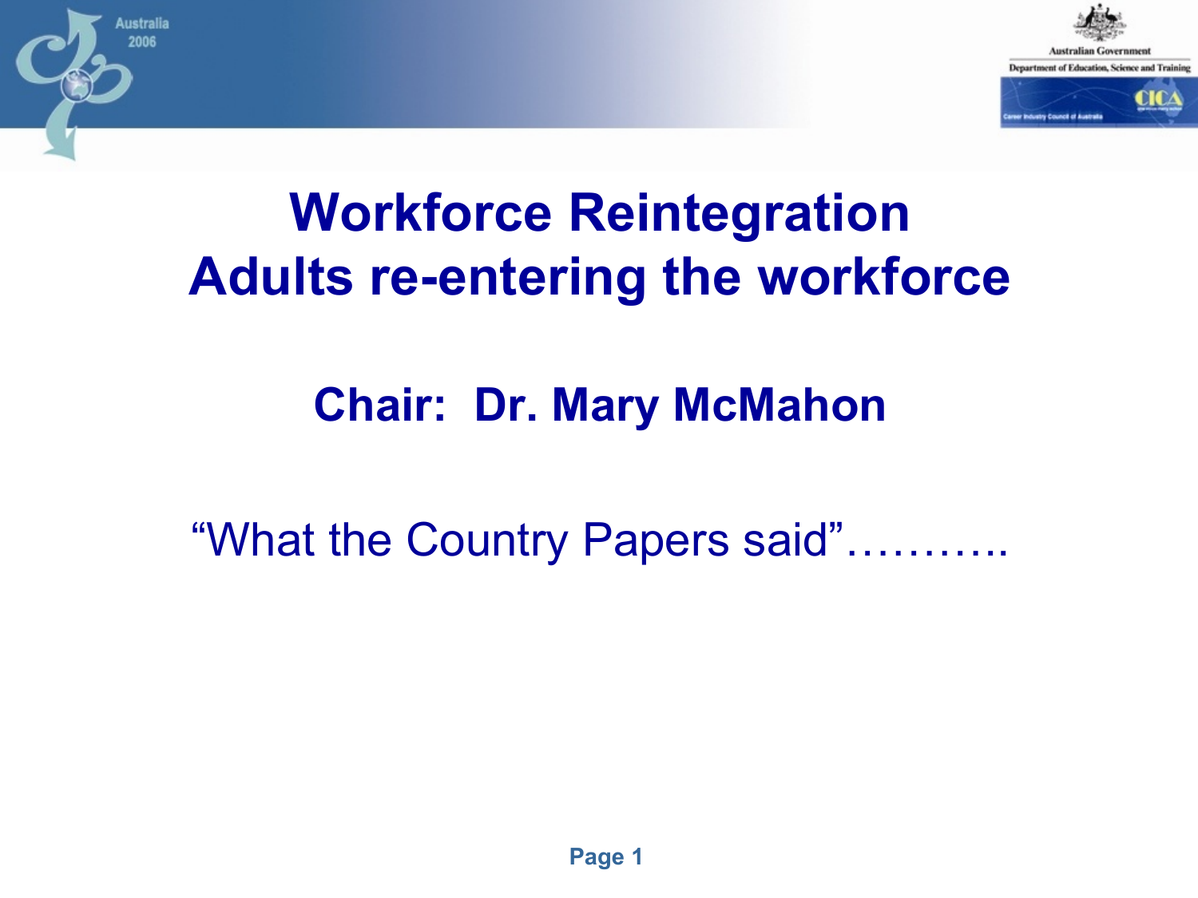# Workforce Reintegration
# Adults re-entering the workforce

## Chair: Dr. Mary McMahon

"What the Country Papers said"………..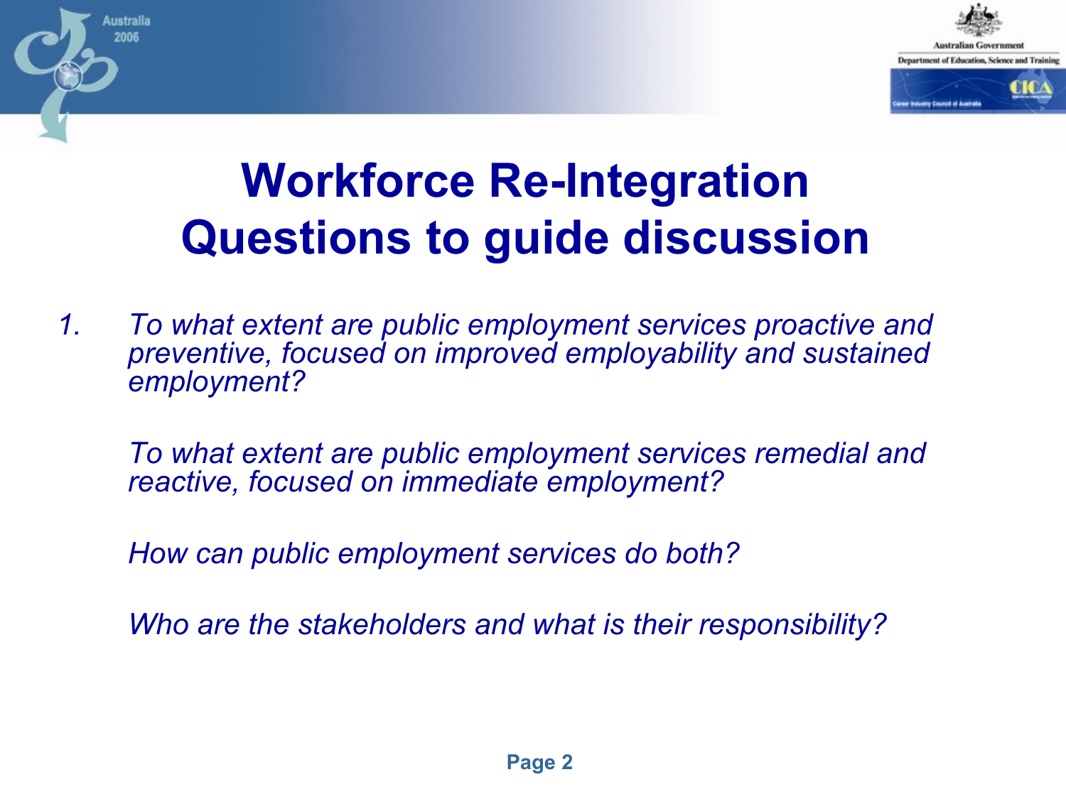# Workforce Re-Integration Questions to guide discussion

1. *To what extent are public employment services proactive and preventive, focused on improved employability and sustained employment?*

   *To what extent are public employment services remedial and reactive, focused on immediate employment?*

   *How can public employment services do both?*

   *Who are the stakeholders and what is their responsibility?*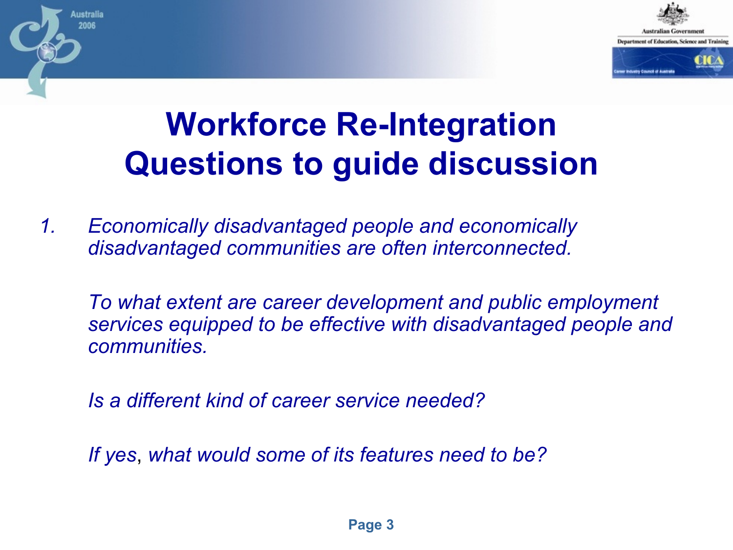# Workforce Re-Integration Questions to guide discussion

1. *Economically disadvantaged people and economically disadvantaged communities are often interconnected.*

   *To what extent are career development and public employment services equipped to be effective with disadvantaged people and communities.*

   *Is a different kind of career service needed?*

   *If yes, what would some of its features need to be?*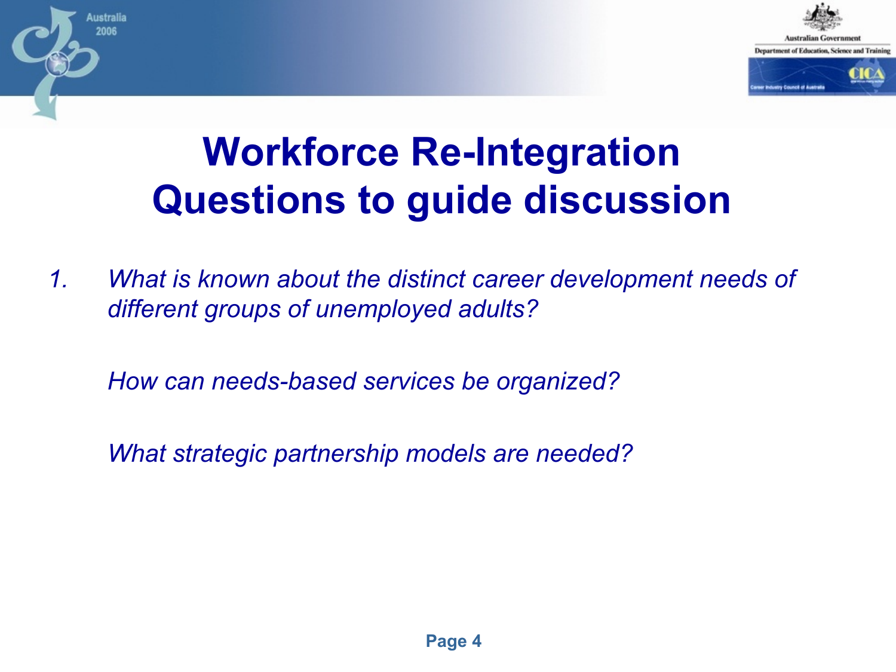# Workforce Re-Integration Questions to guide discussion

1. *What is known about the distinct career development needs of different groups of unemployed adults?*

   *How can needs-based services be organized?*

   *What strategic partnership models are needed?*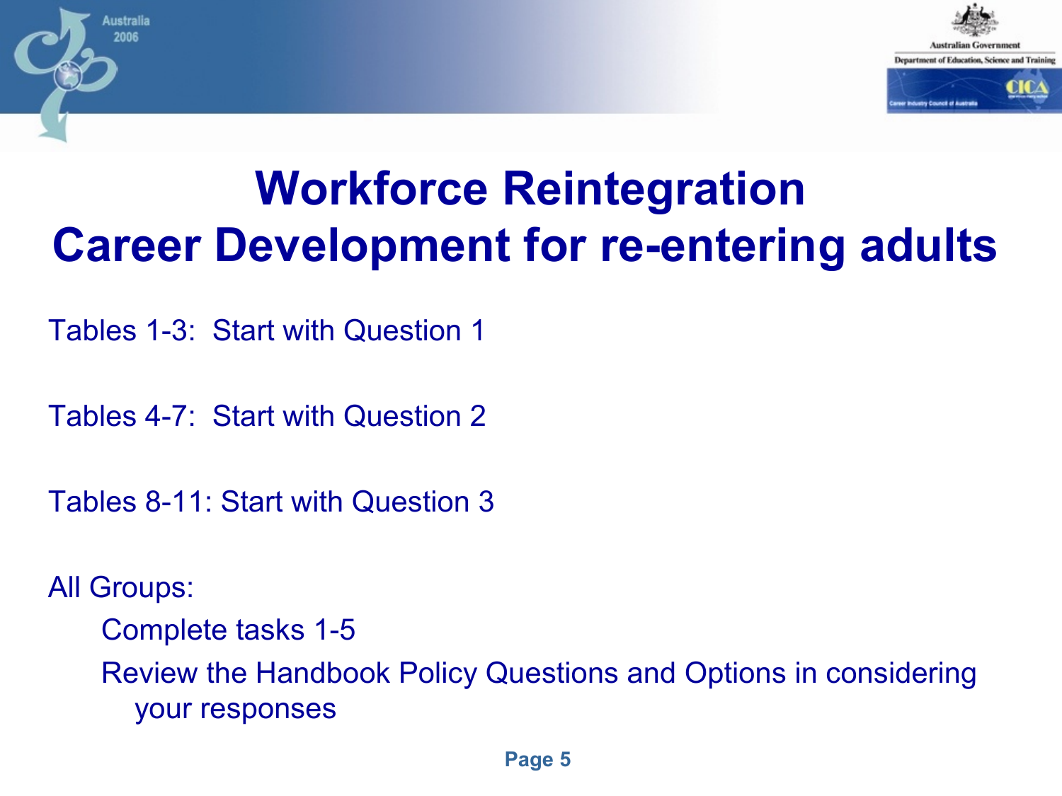# Workforce Reintegration
# Career Development for re-entering adults

Tables 1-3: Start with Question 1

Tables 4-7: Start with Question 2

Tables 8-11: Start with Question 3

All Groups:

- Complete tasks 1-5
- Review the Handbook Policy Questions and Options in considering your responses